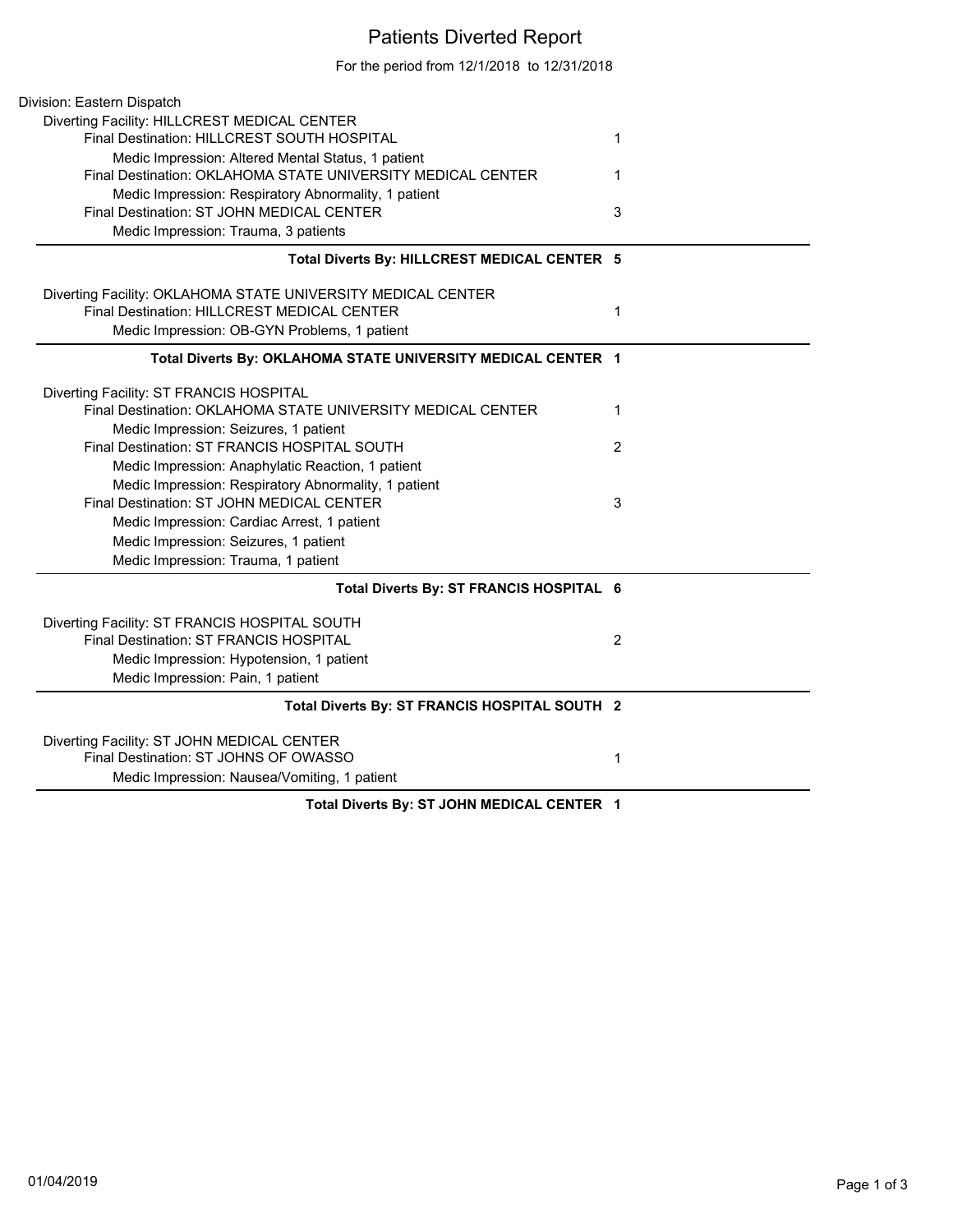# Patients Diverted Report

For the period from 12/1/2018 to 12/31/2018

Division: Eastern Dispatch

Diverting Facility: HILLCREST MEDICAL CENTER

| | Count |
|---|---|
| Final Destination: HILLCREST SOUTH HOSPITAL | 1 |
| Medic Impression: Altered Mental Status, 1 patient | |
| Final Destination: OKLAHOMA STATE UNIVERSITY MEDICAL CENTER | 1 |
| Medic Impression: Respiratory Abnormality, 1 patient | |
| Final Destination: ST JOHN MEDICAL CENTER | 3 |
| Medic Impression: Trauma, 3 patients | |
| **Total Diverts By: HILLCREST MEDICAL CENTER** | **5** |

Diverting Facility: OKLAHOMA STATE UNIVERSITY MEDICAL CENTER

| | Count |
|---|---|
| Final Destination: HILLCREST MEDICAL CENTER | 1 |
| Medic Impression: OB-GYN Problems, 1 patient | |
| **Total Diverts By: OKLAHOMA STATE UNIVERSITY MEDICAL CENTER** | **1** |

Diverting Facility: ST FRANCIS HOSPITAL

| | Count |
|---|---|
| Final Destination: OKLAHOMA STATE UNIVERSITY MEDICAL CENTER | 1 |
| Medic Impression: Seizures, 1 patient | |
| Final Destination: ST FRANCIS HOSPITAL SOUTH | 2 |
| Medic Impression: Anaphylatic Reaction, 1 patient | |
| Medic Impression: Respiratory Abnormality, 1 patient | |
| Final Destination: ST JOHN MEDICAL CENTER | 3 |
| Medic Impression: Cardiac Arrest, 1 patient | |
| Medic Impression: Seizures, 1 patient | |
| Medic Impression: Trauma, 1 patient | |
| **Total Diverts By: ST FRANCIS HOSPITAL** | **6** |

Diverting Facility: ST FRANCIS HOSPITAL SOUTH

| | Count |
|---|---|
| Final Destination: ST FRANCIS HOSPITAL | 2 |
| Medic Impression: Hypotension, 1 patient | |
| Medic Impression: Pain, 1 patient | |
| **Total Diverts By: ST FRANCIS HOSPITAL SOUTH** | **2** |

Diverting Facility: ST JOHN MEDICAL CENTER

| | Count |
|---|---|
| Final Destination: ST JOHNS OF OWASSO | 1 |
| Medic Impression: Nausea/Vomiting, 1 patient | |
| **Total Diverts By: ST JOHN MEDICAL CENTER** | **1** |

01/04/2019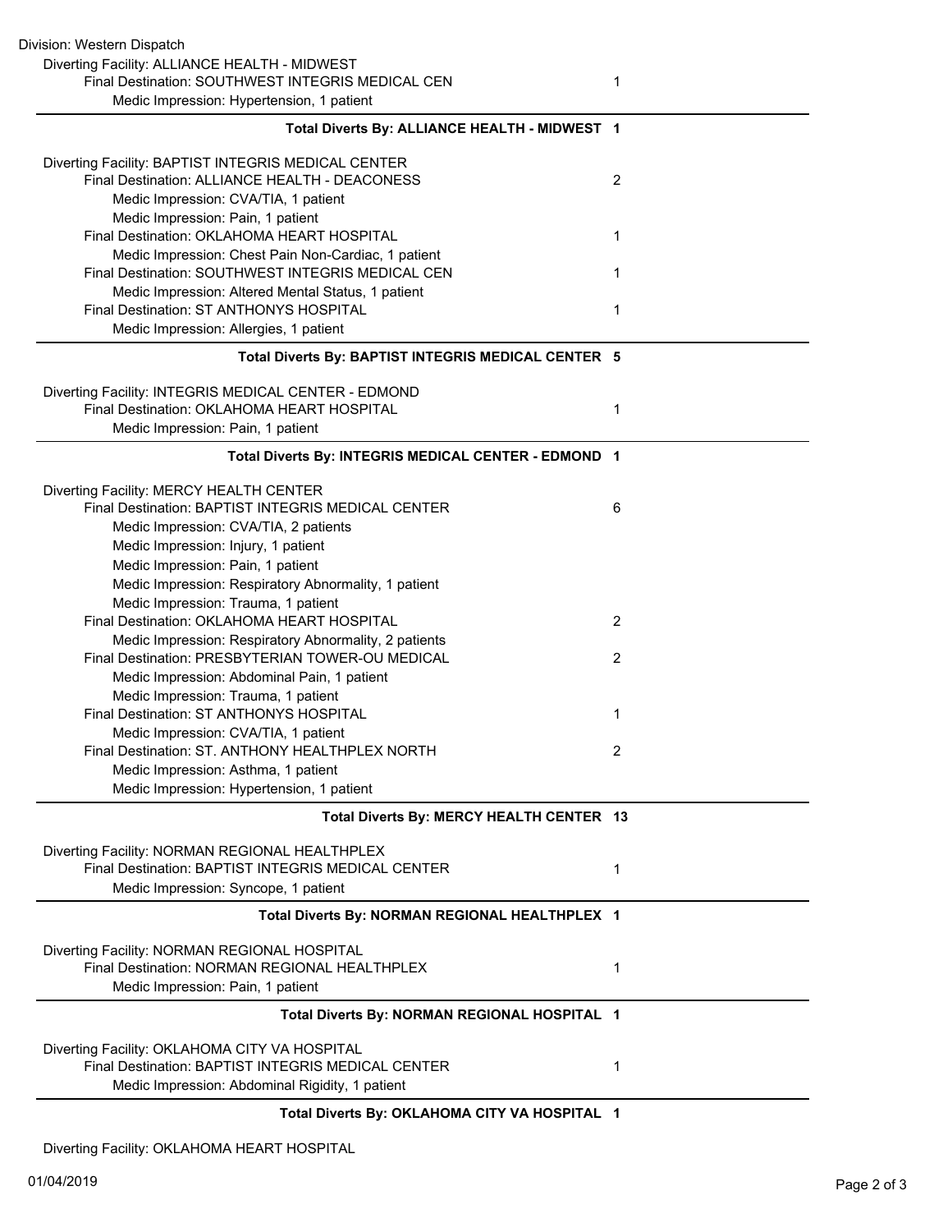Division: Western Dispatch

Diverting Facility: ALLIANCE HEALTH - MIDWEST

Final Destination: SOUTHWEST INTEGRIS MEDICAL CEN — 1

Medic Impression: Hypertension, 1 patient

**Total Diverts By: ALLIANCE HEALTH - MIDWEST 1**

---

Diverting Facility: BAPTIST INTEGRIS MEDICAL CENTER

Final Destination: ALLIANCE HEALTH - DEACONESS — 2

Medic Impression: CVA/TIA, 1 patient

Medic Impression: Pain, 1 patient

Final Destination: OKLAHOMA HEART HOSPITAL — 1

Medic Impression: Chest Pain Non-Cardiac, 1 patient

Final Destination: SOUTHWEST INTEGRIS MEDICAL CEN — 1

Medic Impression: Altered Mental Status, 1 patient

Final Destination: ST ANTHONYS HOSPITAL — 1

Medic Impression: Allergies, 1 patient

**Total Diverts By: BAPTIST INTEGRIS MEDICAL CENTER 5**

---

Diverting Facility: INTEGRIS MEDICAL CENTER - EDMOND

Final Destination: OKLAHOMA HEART HOSPITAL — 1

Medic Impression: Pain, 1 patient

**Total Diverts By: INTEGRIS MEDICAL CENTER - EDMOND 1**

---

Diverting Facility: MERCY HEALTH CENTER

Final Destination: BAPTIST INTEGRIS MEDICAL CENTER — 6

Medic Impression: CVA/TIA, 2 patients

Medic Impression: Injury, 1 patient

Medic Impression: Pain, 1 patient

Medic Impression: Respiratory Abnormality, 1 patient

Medic Impression: Trauma, 1 patient

Final Destination: OKLAHOMA HEART HOSPITAL — 2

Medic Impression: Respiratory Abnormality, 2 patients

Final Destination: PRESBYTERIAN TOWER-OU MEDICAL — 2

Medic Impression: Abdominal Pain, 1 patient

Medic Impression: Trauma, 1 patient

Final Destination: ST ANTHONYS HOSPITAL — 1

Medic Impression: CVA/TIA, 1 patient

Final Destination: ST. ANTHONY HEALTHPLEX NORTH — 2

Medic Impression: Asthma, 1 patient

Medic Impression: Hypertension, 1 patient

**Total Diverts By: MERCY HEALTH CENTER 13**

---

Diverting Facility: NORMAN REGIONAL HEALTHPLEX

Final Destination: BAPTIST INTEGRIS MEDICAL CENTER — 1

Medic Impression: Syncope, 1 patient

**Total Diverts By: NORMAN REGIONAL HEALTHPLEX 1**

---

Diverting Facility: NORMAN REGIONAL HOSPITAL

Final Destination: NORMAN REGIONAL HEALTHPLEX — 1

Medic Impression: Pain, 1 patient

**Total Diverts By: NORMAN REGIONAL HOSPITAL 1**

---

Diverting Facility: OKLAHOMA CITY VA HOSPITAL

Final Destination: BAPTIST INTEGRIS MEDICAL CENTER — 1

Medic Impression: Abdominal Rigidity, 1 patient

**Total Diverts By: OKLAHOMA CITY VA HOSPITAL 1**

---

Diverting Facility: OKLAHOMA HEART HOSPITAL

01/04/2019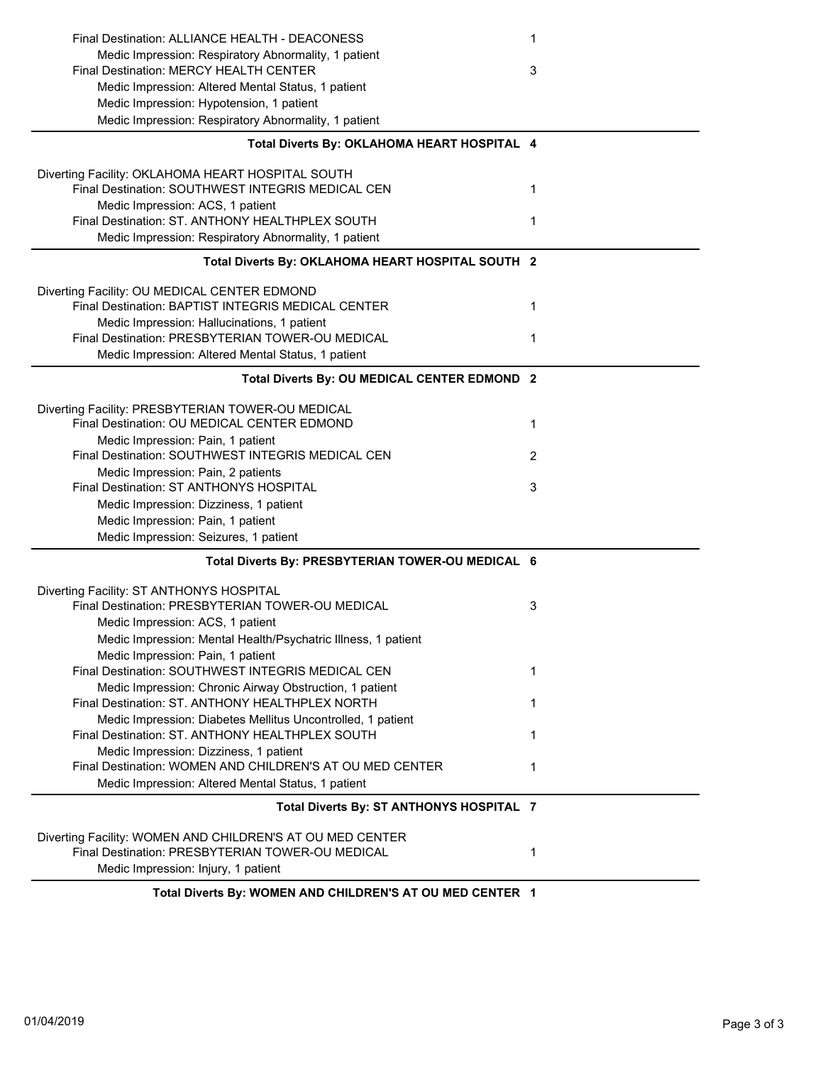Final Destination: ALLIANCE HEALTH - DEACONESS 1

Medic Impression: Respiratory Abnormality, 1 patient

Final Destination: MERCY HEALTH CENTER 3

Medic Impression: Altered Mental Status, 1 patient

Medic Impression: Hypotension, 1 patient

Medic Impression: Respiratory Abnormality, 1 patient

**Total Diverts By: OKLAHOMA HEART HOSPITAL 4**

---

Diverting Facility: OKLAHOMA HEART HOSPITAL SOUTH

Final Destination: SOUTHWEST INTEGRIS MEDICAL CEN 1

Medic Impression: ACS, 1 patient

Final Destination: ST. ANTHONY HEALTHPLEX SOUTH 1

Medic Impression: Respiratory Abnormality, 1 patient

**Total Diverts By: OKLAHOMA HEART HOSPITAL SOUTH 2**

---

Diverting Facility: OU MEDICAL CENTER EDMOND

Final Destination: BAPTIST INTEGRIS MEDICAL CENTER 1

Medic Impression: Hallucinations, 1 patient

Final Destination: PRESBYTERIAN TOWER-OU MEDICAL 1

Medic Impression: Altered Mental Status, 1 patient

**Total Diverts By: OU MEDICAL CENTER EDMOND 2**

---

Diverting Facility: PRESBYTERIAN TOWER-OU MEDICAL

Final Destination: OU MEDICAL CENTER EDMOND 1

Medic Impression: Pain, 1 patient

Final Destination: SOUTHWEST INTEGRIS MEDICAL CEN 2

Medic Impression: Pain, 2 patients

Final Destination: ST ANTHONYS HOSPITAL 3

Medic Impression: Dizziness, 1 patient

Medic Impression: Pain, 1 patient

Medic Impression: Seizures, 1 patient

**Total Diverts By: PRESBYTERIAN TOWER-OU MEDICAL 6**

---

Diverting Facility: ST ANTHONYS HOSPITAL

Final Destination: PRESBYTERIAN TOWER-OU MEDICAL 3

Medic Impression: ACS, 1 patient

Medic Impression: Mental Health/Psychatric Illness, 1 patient

Medic Impression: Pain, 1 patient

Final Destination: SOUTHWEST INTEGRIS MEDICAL CEN 1

Medic Impression: Chronic Airway Obstruction, 1 patient

Final Destination: ST. ANTHONY HEALTHPLEX NORTH 1

Medic Impression: Diabetes Mellitus Uncontrolled, 1 patient

Final Destination: ST. ANTHONY HEALTHPLEX SOUTH 1

Medic Impression: Dizziness, 1 patient

Final Destination: WOMEN AND CHILDREN'S AT OU MED CENTER 1

Medic Impression: Altered Mental Status, 1 patient

**Total Diverts By: ST ANTHONYS HOSPITAL 7**

---

Diverting Facility: WOMEN AND CHILDREN'S AT OU MED CENTER

Final Destination: PRESBYTERIAN TOWER-OU MEDICAL 1

Medic Impression: Injury, 1 patient

**Total Diverts By: WOMEN AND CHILDREN'S AT OU MED CENTER 1**

01/04/2019